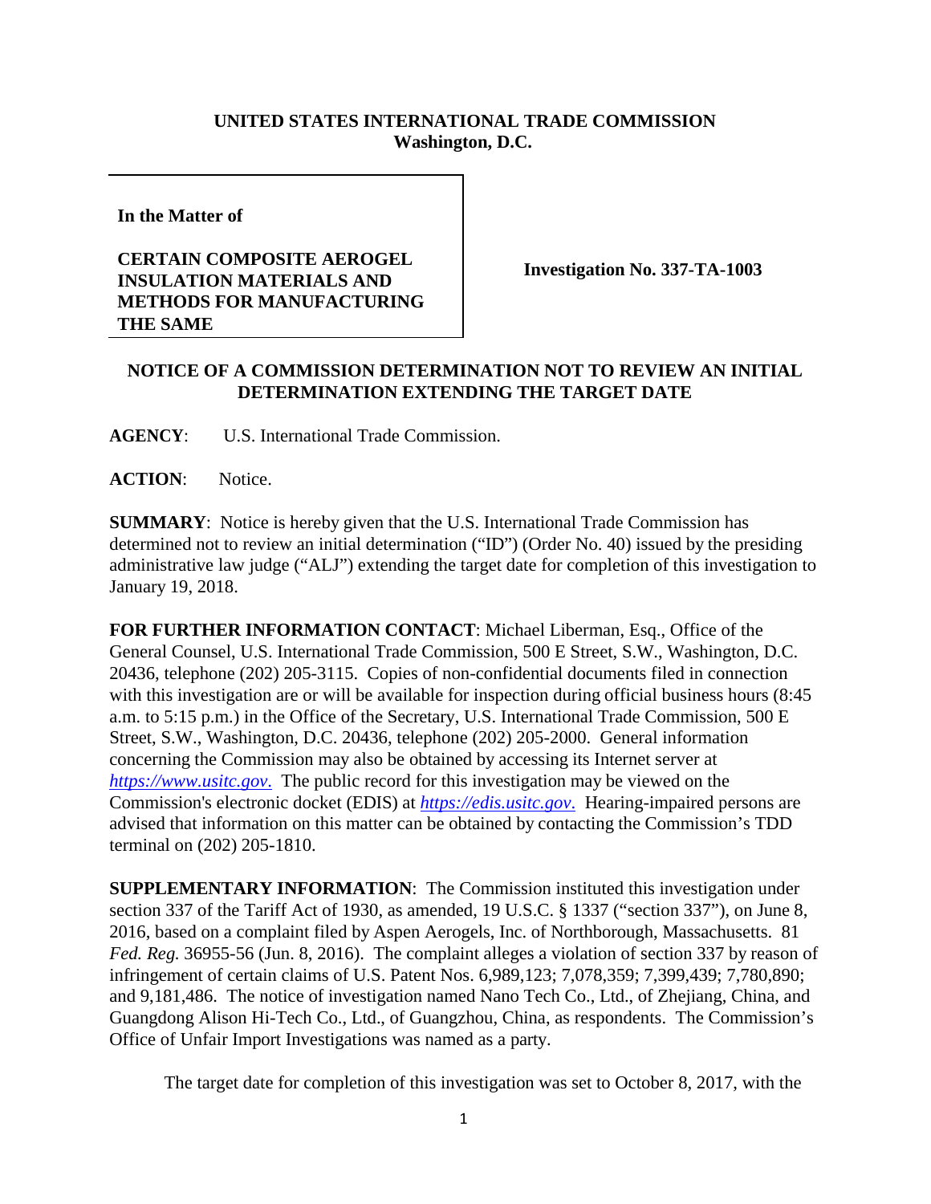**UNITED STATES INTERNATIONAL TRADE COMMISSION**
**Washington, D.C.**

| In the Matter of<br><br>**CERTAIN COMPOSITE AEROGEL INSULATION MATERIALS AND METHODS FOR MANUFACTURING THE SAME** | **Investigation No. 337-TA-1003** |
|---|---|

## NOTICE OF A COMMISSION DETERMINATION NOT TO REVIEW AN INITIAL DETERMINATION EXTENDING THE TARGET DATE

**AGENCY**: U.S. International Trade Commission.

**ACTION**: Notice.

**SUMMARY**: Notice is hereby given that the U.S. International Trade Commission has determined not to review an initial determination ("ID") (Order No. 40) issued by the presiding administrative law judge ("ALJ") extending the target date for completion of this investigation to January 19, 2018.

**FOR FURTHER INFORMATION CONTACT**: Michael Liberman, Esq., Office of the General Counsel, U.S. International Trade Commission, 500 E Street, S.W., Washington, D.C. 20436, telephone (202) 205-3115. Copies of non-confidential documents filed in connection with this investigation are or will be available for inspection during official business hours (8:45 a.m. to 5:15 p.m.) in the Office of the Secretary, U.S. International Trade Commission, 500 E Street, S.W., Washington, D.C. 20436, telephone (202) 205-2000. General information concerning the Commission may also be obtained by accessing its Internet server at *https://www.usitc.gov*. The public record for this investigation may be viewed on the Commission's electronic docket (EDIS) at *https://edis.usitc.gov*. Hearing-impaired persons are advised that information on this matter can be obtained by contacting the Commission's TDD terminal on (202) 205-1810.

**SUPPLEMENTARY INFORMATION**: The Commission instituted this investigation under section 337 of the Tariff Act of 1930, as amended, 19 U.S.C. § 1337 ("section 337"), on June 8, 2016, based on a complaint filed by Aspen Aerogels, Inc. of Northborough, Massachusetts. 81 *Fed. Reg.* 36955-56 (Jun. 8, 2016). The complaint alleges a violation of section 337 by reason of infringement of certain claims of U.S. Patent Nos. 6,989,123; 7,078,359; 7,399,439; 7,780,890; and 9,181,486. The notice of investigation named Nano Tech Co., Ltd., of Zhejiang, China, and Guangdong Alison Hi-Tech Co., Ltd., of Guangzhou, China, as respondents. The Commission's Office of Unfair Import Investigations was named as a party.

The target date for completion of this investigation was set to October 8, 2017, with the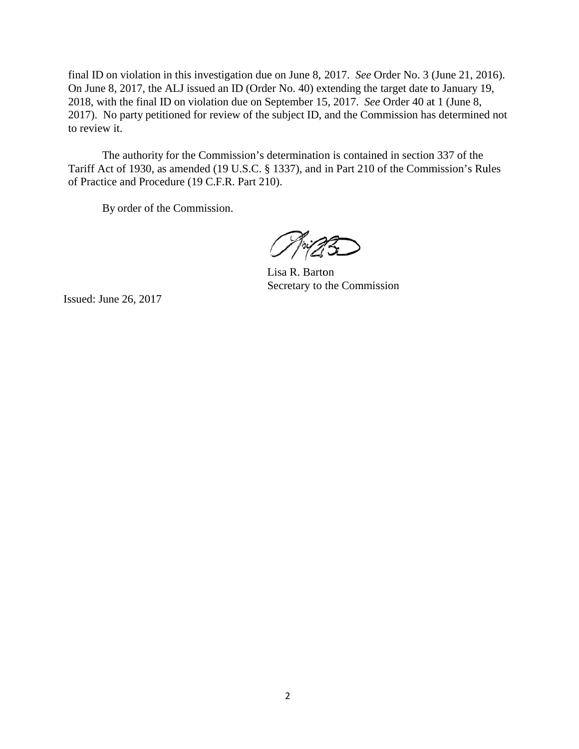final ID on violation in this investigation due on June 8, 2017. *See* Order No. 3 (June 21, 2016). On June 8, 2017, the ALJ issued an ID (Order No. 40) extending the target date to January 19, 2018, with the final ID on violation due on September 15, 2017. *See* Order 40 at 1 (June 8, 2017). No party petitioned for review of the subject ID, and the Commission has determined not to review it.

The authority for the Commission's determination is contained in section 337 of the Tariff Act of 1930, as amended (19 U.S.C. § 1337), and in Part 210 of the Commission's Rules of Practice and Procedure (19 C.F.R. Part 210).

By order of the Commission.

Lisa R. Barton
Secretary to the Commission

Issued: June 26, 2017